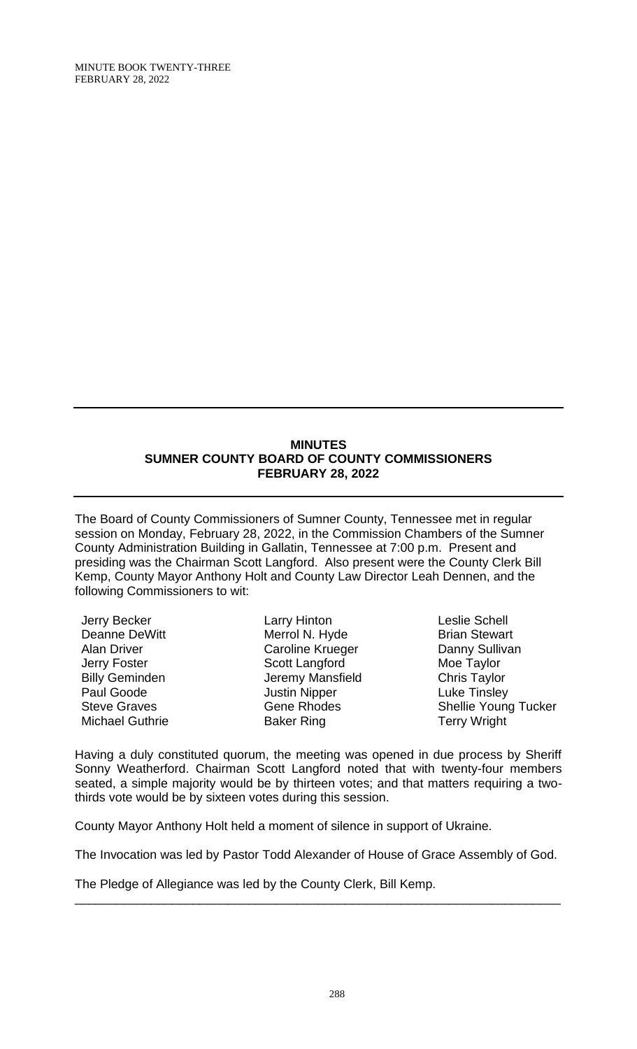# MINUTES
## SUMNER COUNTY BOARD OF COUNTY COMMISSIONERS
## FEBRUARY 28, 2022

The Board of County Commissioners of Sumner County, Tennessee met in regular session on Monday, February 28, 2022, in the Commission Chambers of the Sumner County Administration Building in Gallatin, Tennessee at 7:00 p.m. Present and presiding was the Chairman Scott Langford. Also present were the County Clerk Bill Kemp, County Mayor Anthony Holt and County Law Director Leah Dennen, and the following Commissioners to wit:

| | | |
|---|---|---|
| Jerry Becker | Larry Hinton | Leslie Schell |
| Deanne DeWitt | Merrol N. Hyde | Brian Stewart |
| Alan Driver | Caroline Krueger | Danny Sullivan |
| Jerry Foster | Scott Langford | Moe Taylor |
| Billy Geminden | Jeremy Mansfield | Chris Taylor |
| Paul Goode | Justin Nipper | Luke Tinsley |
| Steve Graves | Gene Rhodes | Shellie Young Tucker |
| Michael Guthrie | Baker Ring | Terry Wright |

Having a duly constituted quorum, the meeting was opened in due process by Sheriff Sonny Weatherford. Chairman Scott Langford noted that with twenty-four members seated, a simple majority would be by thirteen votes; and that matters requiring a two-thirds vote would be by sixteen votes during this session.

County Mayor Anthony Holt held a moment of silence in support of Ukraine.

The Invocation was led by Pastor Todd Alexander of House of Grace Assembly of God.

The Pledge of Allegiance was led by the County Clerk, Bill Kemp.

---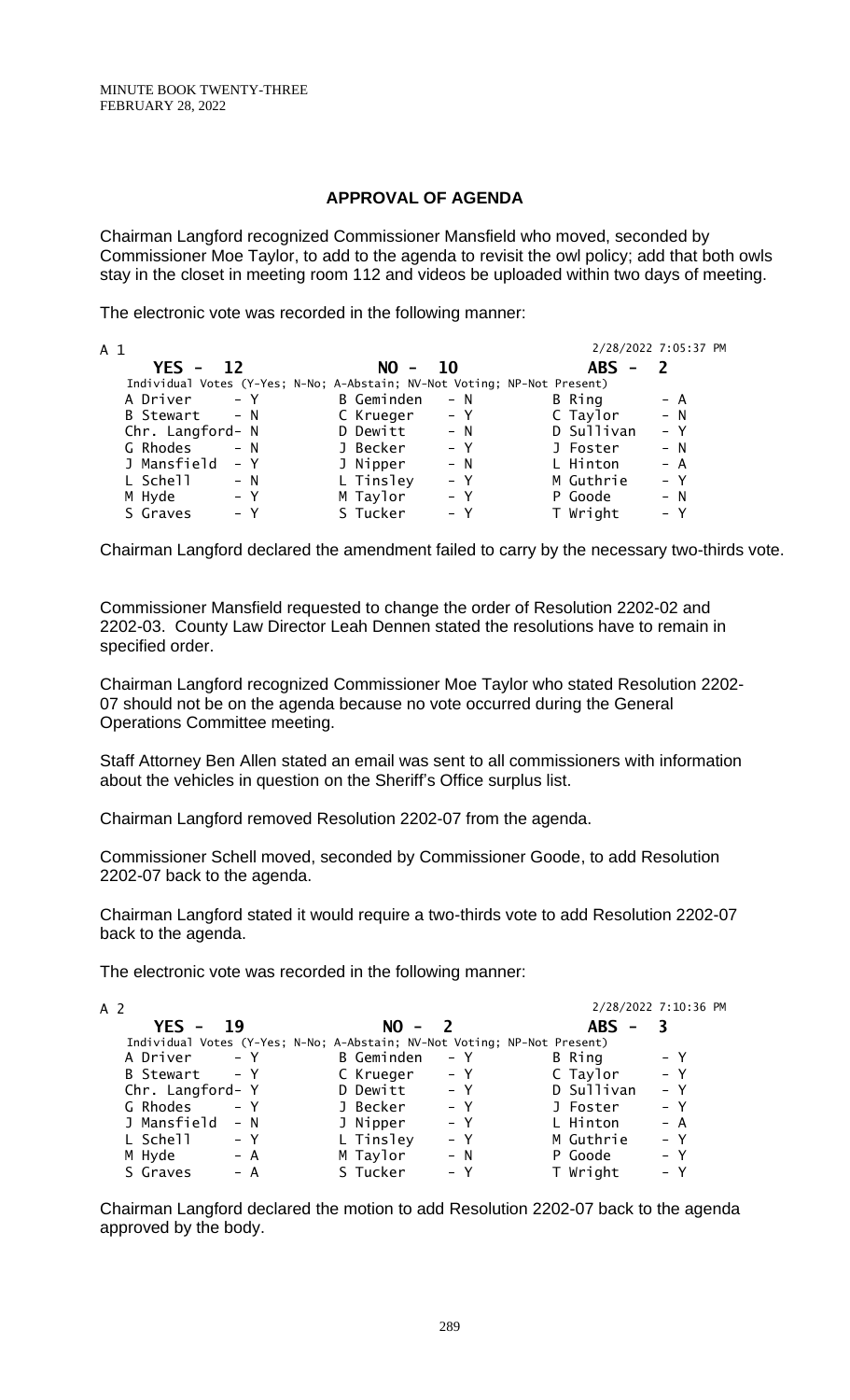## APPROVAL OF AGENDA

Chairman Langford recognized Commissioner Mansfield who moved, seconded by Commissioner Moe Taylor, to add to the agenda to revisit the owl policy; add that both owls stay in the closet in meeting room 112 and videos be uploaded within two days of meeting.

The electronic vote was recorded in the following manner:

A 1 — 2/28/2022 7:05:37 PM

**YES - 12** **NO - 10** **ABS - 2**

Individual Votes (Y-Yes; N-No; A-Abstain; NV-Not Voting; NP-Not Present)

| | | | | | |
|---|---|---|---|---|---|
| A Driver | - Y | B Geminden | - N | B Ring | - A |
| B Stewart | - N | C Krueger | - Y | C Taylor | - N |
| Chr. Langford | - N | D Dewitt | - N | D Sullivan | - Y |
| G Rhodes | - N | J Becker | - Y | J Foster | - N |
| J Mansfield | - Y | J Nipper | - N | L Hinton | - A |
| L Schell | - N | L Tinsley | - Y | M Guthrie | - Y |
| M Hyde | - Y | M Taylor | - Y | P Goode | - N |
| S Graves | - Y | S Tucker | - Y | T Wright | - Y |

Chairman Langford declared the amendment failed to carry by the necessary two-thirds vote.

Commissioner Mansfield requested to change the order of Resolution 2202-02 and 2202-03. County Law Director Leah Dennen stated the resolutions have to remain in specified order.

Chairman Langford recognized Commissioner Moe Taylor who stated Resolution 2202-07 should not be on the agenda because no vote occurred during the General Operations Committee meeting.

Staff Attorney Ben Allen stated an email was sent to all commissioners with information about the vehicles in question on the Sheriff's Office surplus list.

Chairman Langford removed Resolution 2202-07 from the agenda.

Commissioner Schell moved, seconded by Commissioner Goode, to add Resolution 2202-07 back to the agenda.

Chairman Langford stated it would require a two-thirds vote to add Resolution 2202-07 back to the agenda.

The electronic vote was recorded in the following manner:

A 2 — 2/28/2022 7:10:36 PM

**YES - 19** **NO - 2** **ABS - 3**

Individual Votes (Y-Yes; N-No; A-Abstain; NV-Not Voting; NP-Not Present)

| | | | | | |
|---|---|---|---|---|---|
| A Driver | - Y | B Geminden | - Y | B Ring | - Y |
| B Stewart | - Y | C Krueger | - Y | C Taylor | - Y |
| Chr. Langford | - Y | D Dewitt | - Y | D Sullivan | - Y |
| G Rhodes | - Y | J Becker | - Y | J Foster | - Y |
| J Mansfield | - N | J Nipper | - Y | L Hinton | - A |
| L Schell | - Y | L Tinsley | - Y | M Guthrie | - Y |
| M Hyde | - A | M Taylor | - N | P Goode | - Y |
| S Graves | - A | S Tucker | - Y | T Wright | - Y |

Chairman Langford declared the motion to add Resolution 2202-07 back to the agenda approved by the body.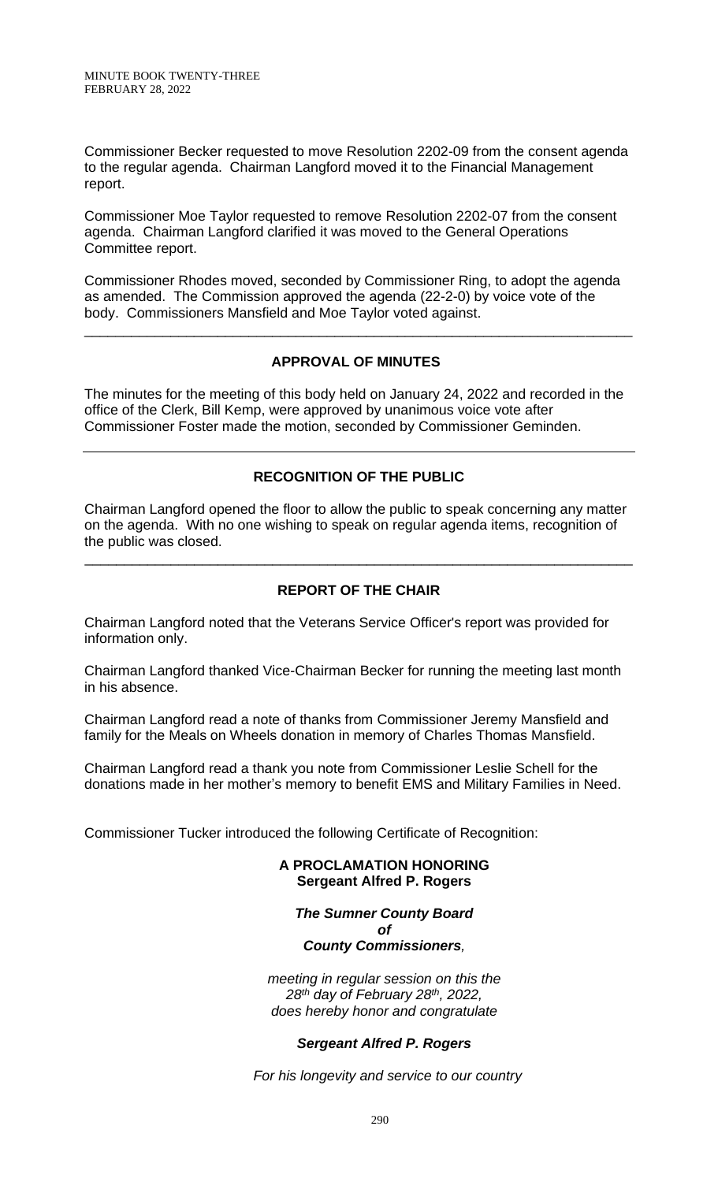Commissioner Becker requested to move Resolution 2202-09 from the consent agenda to the regular agenda. Chairman Langford moved it to the Financial Management report.

Commissioner Moe Taylor requested to remove Resolution 2202-07 from the consent agenda. Chairman Langford clarified it was moved to the General Operations Committee report.

Commissioner Rhodes moved, seconded by Commissioner Ring, to adopt the agenda as amended. The Commission approved the agenda (22-2-0) by voice vote of the body. Commissioners Mansfield and Moe Taylor voted against.

---

## APPROVAL OF MINUTES

The minutes for the meeting of this body held on January 24, 2022 and recorded in the office of the Clerk, Bill Kemp, were approved by unanimous voice vote after Commissioner Foster made the motion, seconded by Commissioner Geminden.

---

## RECOGNITION OF THE PUBLIC

Chairman Langford opened the floor to allow the public to speak concerning any matter on the agenda. With no one wishing to speak on regular agenda items, recognition of the public was closed.

---

## REPORT OF THE CHAIR

Chairman Langford noted that the Veterans Service Officer's report was provided for information only.

Chairman Langford thanked Vice-Chairman Becker for running the meeting last month in his absence.

Chairman Langford read a note of thanks from Commissioner Jeremy Mansfield and family for the Meals on Wheels donation in memory of Charles Thomas Mansfield.

Chairman Langford read a thank you note from Commissioner Leslie Schell for the donations made in her mother's memory to benefit EMS and Military Families in Need.

Commissioner Tucker introduced the following Certificate of Recognition:

**A PROCLAMATION HONORING**
**Sergeant Alfred P. Rogers**

***The Sumner County Board***
***of***
***County Commissioners,***

*meeting in regular session on this the*
*28th day of February 28th, 2022,*
*does hereby honor and congratulate*

***Sergeant Alfred P. Rogers***

*For his longevity and service to our country*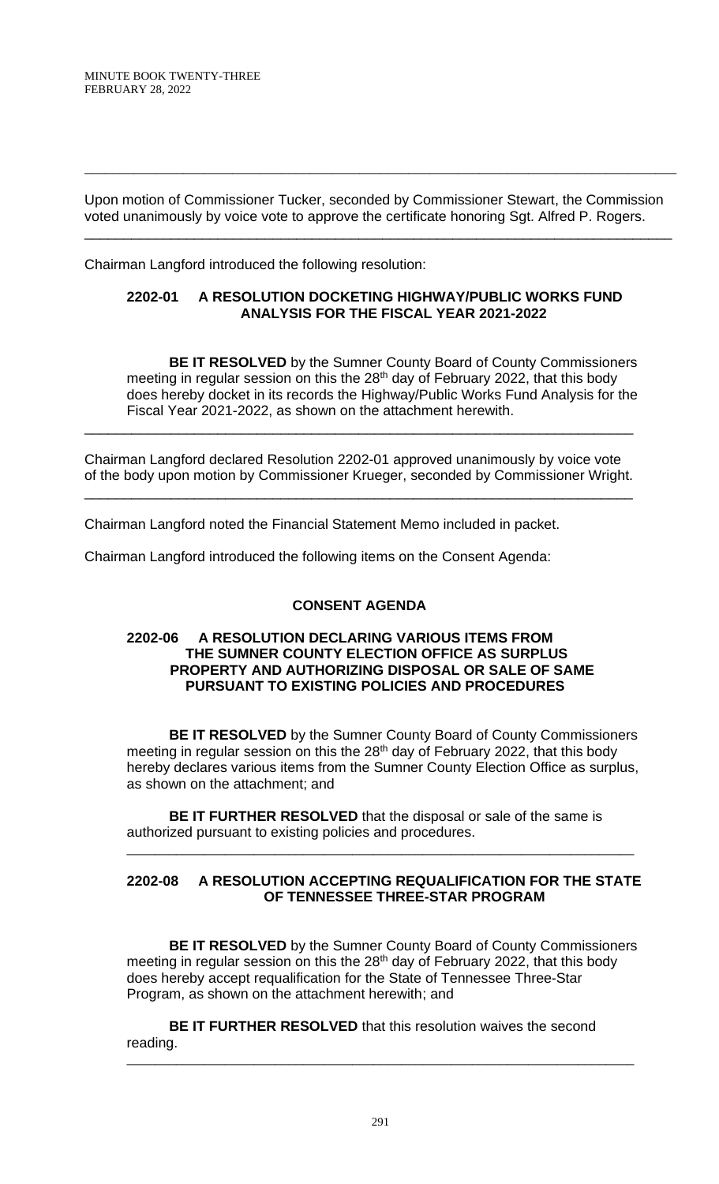---

Upon motion of Commissioner Tucker, seconded by Commissioner Stewart, the Commission voted unanimously by voice vote to approve the certificate honoring Sgt. Alfred P. Rogers.

---

Chairman Langford introduced the following resolution:

**2202-01 A RESOLUTION DOCKETING HIGHWAY/PUBLIC WORKS FUND ANALYSIS FOR THE FISCAL YEAR 2021-2022**

**BE IT RESOLVED** by the Sumner County Board of County Commissioners meeting in regular session on this the 28th day of February 2022, that this body does hereby docket in its records the Highway/Public Works Fund Analysis for the Fiscal Year 2021-2022, as shown on the attachment herewith.

---

Chairman Langford declared Resolution 2202-01 approved unanimously by voice vote of the body upon motion by Commissioner Krueger, seconded by Commissioner Wright.

---

Chairman Langford noted the Financial Statement Memo included in packet.

Chairman Langford introduced the following items on the Consent Agenda:

**CONSENT AGENDA**

**2202-06 A RESOLUTION DECLARING VARIOUS ITEMS FROM THE SUMNER COUNTY ELECTION OFFICE AS SURPLUS PROPERTY AND AUTHORIZING DISPOSAL OR SALE OF SAME PURSUANT TO EXISTING POLICIES AND PROCEDURES**

**BE IT RESOLVED** by the Sumner County Board of County Commissioners meeting in regular session on this the 28th day of February 2022, that this body hereby declares various items from the Sumner County Election Office as surplus, as shown on the attachment; and

**BE IT FURTHER RESOLVED** that the disposal or sale of the same is authorized pursuant to existing policies and procedures.

---

**2202-08 A RESOLUTION ACCEPTING REQUALIFICATION FOR THE STATE OF TENNESSEE THREE-STAR PROGRAM**

**BE IT RESOLVED** by the Sumner County Board of County Commissioners meeting in regular session on this the 28th day of February 2022, that this body does hereby accept requalification for the State of Tennessee Three-Star Program, as shown on the attachment herewith; and

**BE IT FURTHER RESOLVED** that this resolution waives the second reading.

---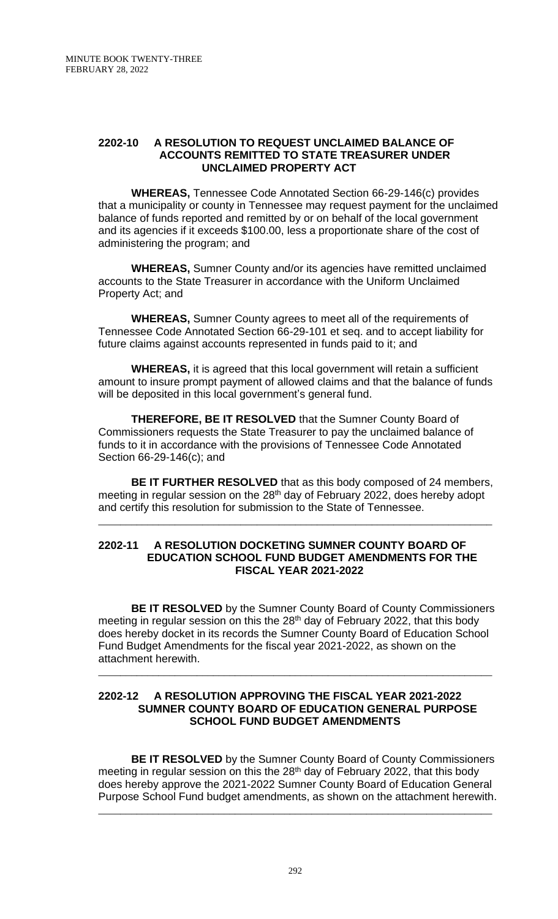## 2202-10 A RESOLUTION TO REQUEST UNCLAIMED BALANCE OF ACCOUNTS REMITTED TO STATE TREASURER UNDER UNCLAIMED PROPERTY ACT

**WHEREAS,** Tennessee Code Annotated Section 66-29-146(c) provides that a municipality or county in Tennessee may request payment for the unclaimed balance of funds reported and remitted by or on behalf of the local government and its agencies if it exceeds \$100.00, less a proportionate share of the cost of administering the program; and

**WHEREAS,** Sumner County and/or its agencies have remitted unclaimed accounts to the State Treasurer in accordance with the Uniform Unclaimed Property Act; and

**WHEREAS,** Sumner County agrees to meet all of the requirements of Tennessee Code Annotated Section 66-29-101 et seq. and to accept liability for future claims against accounts represented in funds paid to it; and

**WHEREAS,** it is agreed that this local government will retain a sufficient amount to insure prompt payment of allowed claims and that the balance of funds will be deposited in this local government's general fund.

**THEREFORE, BE IT RESOLVED** that the Sumner County Board of Commissioners requests the State Treasurer to pay the unclaimed balance of funds to it in accordance with the provisions of Tennessee Code Annotated Section 66-29-146(c); and

**BE IT FURTHER RESOLVED** that as this body composed of 24 members, meeting in regular session on the 28th day of February 2022, does hereby adopt and certify this resolution for submission to the State of Tennessee.

---

## 2202-11 A RESOLUTION DOCKETING SUMNER COUNTY BOARD OF EDUCATION SCHOOL FUND BUDGET AMENDMENTS FOR THE FISCAL YEAR 2021-2022

**BE IT RESOLVED** by the Sumner County Board of County Commissioners meeting in regular session on this the 28th day of February 2022, that this body does hereby docket in its records the Sumner County Board of Education School Fund Budget Amendments for the fiscal year 2021-2022, as shown on the attachment herewith.

---

## 2202-12 A RESOLUTION APPROVING THE FISCAL YEAR 2021-2022 SUMNER COUNTY BOARD OF EDUCATION GENERAL PURPOSE SCHOOL FUND BUDGET AMENDMENTS

**BE IT RESOLVED** by the Sumner County Board of County Commissioners meeting in regular session on this the 28th day of February 2022, that this body does hereby approve the 2021-2022 Sumner County Board of Education General Purpose School Fund budget amendments, as shown on the attachment herewith.

---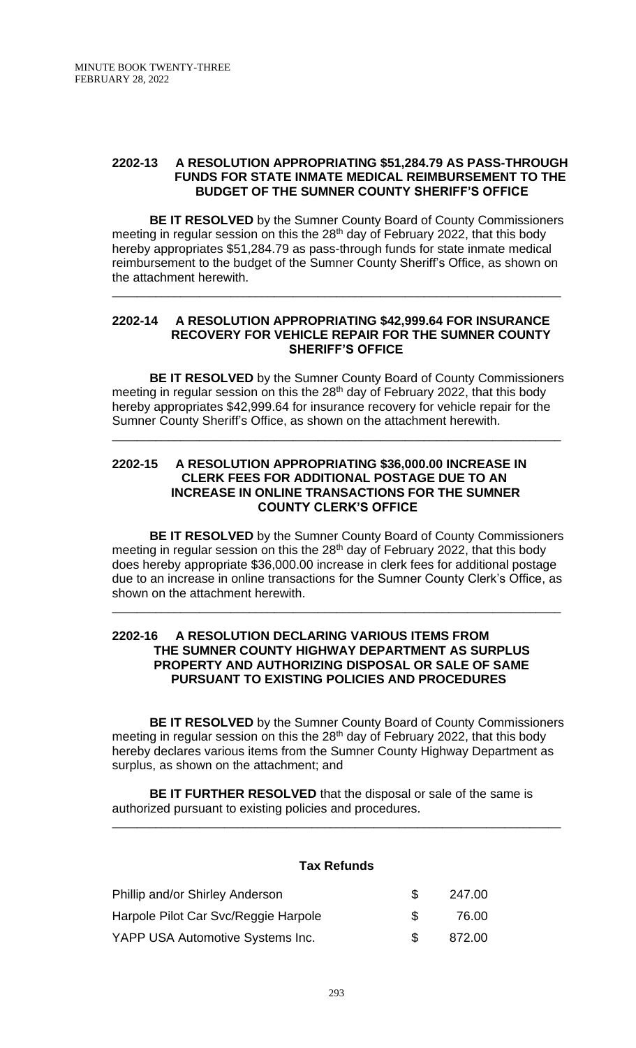**2202-13 A RESOLUTION APPROPRIATING $51,284.79 AS PASS-THROUGH FUNDS FOR STATE INMATE MEDICAL REIMBURSEMENT TO THE BUDGET OF THE SUMNER COUNTY SHERIFF'S OFFICE**

**BE IT RESOLVED** by the Sumner County Board of County Commissioners meeting in regular session on this the 28th day of February 2022, that this body hereby appropriates $51,284.79 as pass-through funds for state inmate medical reimbursement to the budget of the Sumner County Sheriff's Office, as shown on the attachment herewith.

---

**2202-14 A RESOLUTION APPROPRIATING $42,999.64 FOR INSURANCE RECOVERY FOR VEHICLE REPAIR FOR THE SUMNER COUNTY SHERIFF'S OFFICE**

**BE IT RESOLVED** by the Sumner County Board of County Commissioners meeting in regular session on this the 28th day of February 2022, that this body hereby appropriates $42,999.64 for insurance recovery for vehicle repair for the Sumner County Sheriff's Office, as shown on the attachment herewith.

---

**2202-15 A RESOLUTION APPROPRIATING $36,000.00 INCREASE IN CLERK FEES FOR ADDITIONAL POSTAGE DUE TO AN INCREASE IN ONLINE TRANSACTIONS FOR THE SUMNER COUNTY CLERK'S OFFICE**

**BE IT RESOLVED** by the Sumner County Board of County Commissioners meeting in regular session on this the 28th day of February 2022, that this body does hereby appropriate $36,000.00 increase in clerk fees for additional postage due to an increase in online transactions for the Sumner County Clerk's Office, as shown on the attachment herewith.

---

**2202-16 A RESOLUTION DECLARING VARIOUS ITEMS FROM THE SUMNER COUNTY HIGHWAY DEPARTMENT AS SURPLUS PROPERTY AND AUTHORIZING DISPOSAL OR SALE OF SAME PURSUANT TO EXISTING POLICIES AND PROCEDURES**

**BE IT RESOLVED** by the Sumner County Board of County Commissioners meeting in regular session on this the 28th day of February 2022, that this body hereby declares various items from the Sumner County Highway Department as surplus, as shown on the attachment; and

**BE IT FURTHER RESOLVED** that the disposal or sale of the same is authorized pursuant to existing policies and procedures.

---

**Tax Refunds**

| | | |
|---|---|---|
| Phillip and/or Shirley Anderson | $ | 247.00 |
| Harpole Pilot Car Svc/Reggie Harpole | $ | 76.00 |
| YAPP USA Automotive Systems Inc. | $ | 872.00 |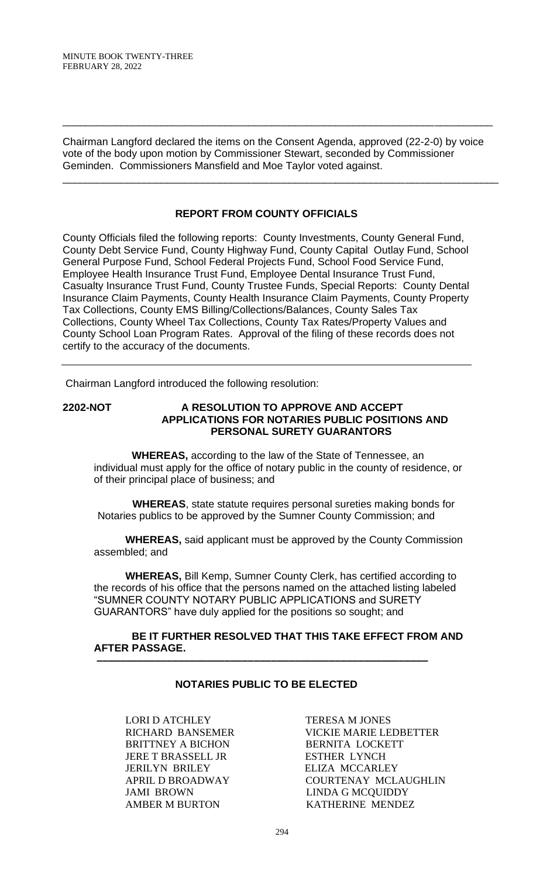Chairman Langford declared the items on the Consent Agenda, approved (22-2-0) by voice vote of the body upon motion by Commissioner Stewart, seconded by Commissioner Geminden. Commissioners Mansfield and Moe Taylor voted against.

---

## REPORT FROM COUNTY OFFICIALS

County Officials filed the following reports: County Investments, County General Fund, County Debt Service Fund, County Highway Fund, County Capital Outlay Fund, School General Purpose Fund, School Federal Projects Fund, School Food Service Fund, Employee Health Insurance Trust Fund, Employee Dental Insurance Trust Fund, Casualty Insurance Trust Fund, County Trustee Funds, Special Reports: County Dental Insurance Claim Payments, County Health Insurance Claim Payments, County Property Tax Collections, County EMS Billing/Collections/Balances, County Sales Tax Collections, County Wheel Tax Collections, County Tax Rates/Property Values and County School Loan Program Rates. Approval of the filing of these records does not certify to the accuracy of the documents.

---

Chairman Langford introduced the following resolution:

**2202-NOT** **A RESOLUTION TO APPROVE AND ACCEPT APPLICATIONS FOR NOTARIES PUBLIC POSITIONS AND PERSONAL SURETY GUARANTORS**

**WHEREAS,** according to the law of the State of Tennessee, an individual must apply for the office of notary public in the county of residence, or of their principal place of business; and

**WHEREAS**, state statute requires personal sureties making bonds for Notaries publics to be approved by the Sumner County Commission; and

**WHEREAS,** said applicant must be approved by the County Commission assembled; and

**WHEREAS,** Bill Kemp, Sumner County Clerk, has certified according to the records of his office that the persons named on the attached listing labeled "SUMNER COUNTY NOTARY PUBLIC APPLICATIONS and SURETY GUARANTORS" have duly applied for the positions so sought; and

**BE IT FURTHER RESOLVED THAT THIS TAKE EFFECT FROM AND AFTER PASSAGE.**

---

### NOTARIES PUBLIC TO BE ELECTED

LORI D ATCHLEY
RICHARD BANSEMER
BRITTNEY A BICHON
JERE T BRASSELL JR
JERILYN BRILEY
APRIL D BROADWAY
JAMI BROWN
AMBER M BURTON
TERESA M JONES
VICKIE MARIE LEDBETTER
BERNITA LOCKETT
ESTHER LYNCH
ELIZA MCCARLEY
COURTENAY MCLAUGHLIN
LINDA G MCQUIDDY
KATHERINE MENDEZ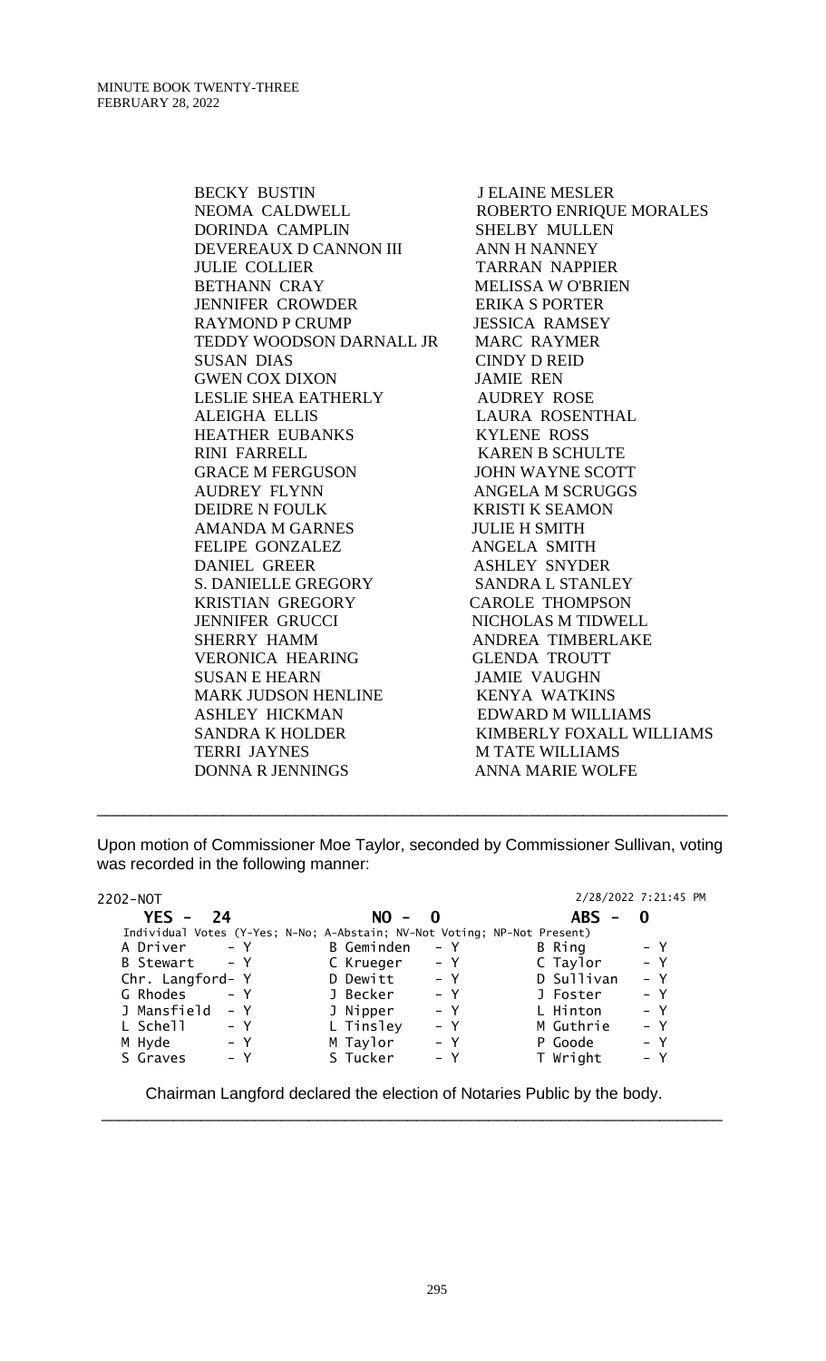BECKY BUSTIN
NEOMA CALDWELL
DORINDA CAMPLIN
DEVEREAUX D CANNON III
JULIE COLLIER
BETHANN CRAY
JENNIFER CROWDER
RAYMOND P CRUMP
TEDDY WOODSON DARNALL JR
SUSAN DIAS
GWEN COX DIXON
LESLIE SHEA EATHERLY
ALEIGHA ELLIS
HEATHER EUBANKS
RINI FARRELL
GRACE M FERGUSON
AUDREY FLYNN
DEIDRE N FOULK
AMANDA M GARNES
FELIPE GONZALEZ
DANIEL GREER
S. DANIELLE GREGORY
KRISTIAN GREGORY
JENNIFER GRUCCI
SHERRY HAMM
VERONICA HEARING
SUSAN E HEARN
MARK JUDSON HENLINE
ASHLEY HICKMAN
SANDRA K HOLDER
TERRI JAYNES
DONNA R JENNINGS
J ELAINE MESLER
ROBERTO ENRIQUE MORALES
SHELBY MULLEN
ANN H NANNEY
TARRAN NAPPIER
MELISSA W O'BRIEN
ERIKA S PORTER
JESSICA RAMSEY
MARC RAYMER
CINDY D REID
JAMIE REN
AUDREY ROSE
LAURA ROSENTHAL
KYLENE ROSS
KAREN B SCHULTE
JOHN WAYNE SCOTT
ANGELA M SCRUGGS
KRISTI K SEAMON
JULIE H SMITH
ANGELA SMITH
ASHLEY SNYDER
SANDRA L STANLEY
CAROLE THOMPSON
NICHOLAS M TIDWELL
ANDREA TIMBERLAKE
GLENDA TROUTT
JAMIE VAUGHN
KENYA WATKINS
EDWARD M WILLIAMS
KIMBERLY FOXALL WILLIAMS
M TATE WILLIAMS
ANNA MARIE WOLFE

---

Upon motion of Commissioner Moe Taylor, seconded by Commissioner Sullivan, voting was recorded in the following manner:

2202-NOT 2/28/2022 7:21:45 PM

**YES - 24** **NO - 0** **ABS - 0**

Individual Votes (Y-Yes; N-No; A-Abstain; NV-Not Voting; NP-Not Present)

| | | | | | |
|---|---|---|---|---|---|
| A Driver | - Y | B Geminden | - Y | B Ring | - Y |
| B Stewart | - Y | C Krueger | - Y | C Taylor | - Y |
| Chr. Langford | - Y | D Dewitt | - Y | D Sullivan | - Y |
| G Rhodes | - Y | J Becker | - Y | J Foster | - Y |
| J Mansfield | - Y | J Nipper | - Y | L Hinton | - Y |
| L Schell | - Y | L Tinsley | - Y | M Guthrie | - Y |
| M Hyde | - Y | M Taylor | - Y | P Goode | - Y |
| S Graves | - Y | S Tucker | - Y | T Wright | - Y |

Chairman Langford declared the election of Notaries Public by the body.

---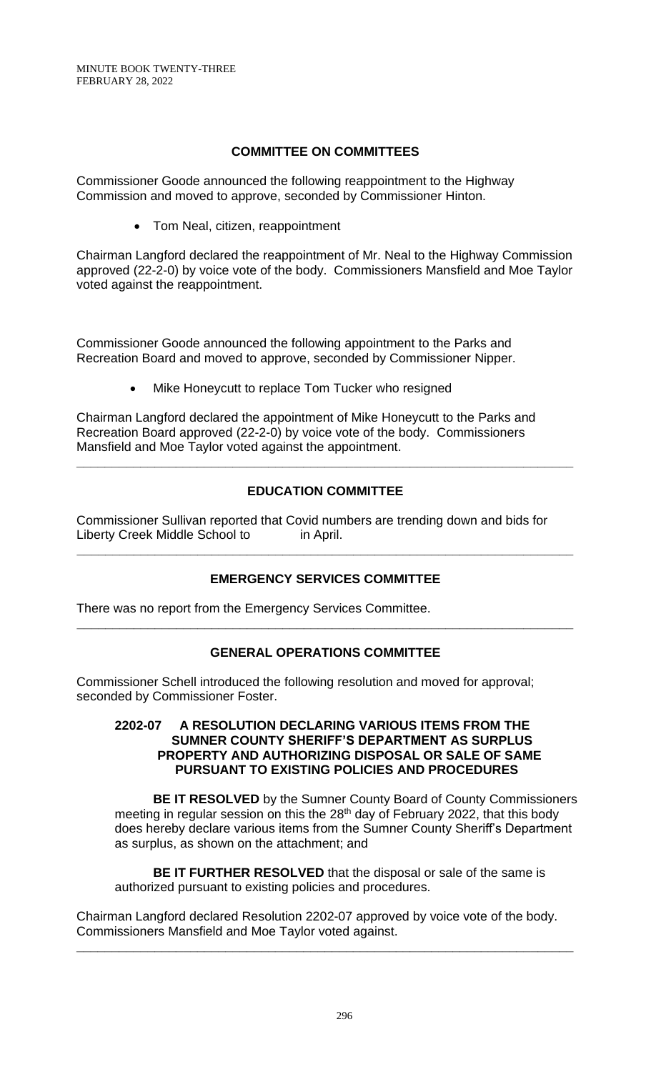## COMMITTEE ON COMMITTEES

Commissioner Goode announced the following reappointment to the Highway Commission and moved to approve, seconded by Commissioner Hinton.

- Tom Neal, citizen, reappointment

Chairman Langford declared the reappointment of Mr. Neal to the Highway Commission approved (22-2-0) by voice vote of the body. Commissioners Mansfield and Moe Taylor voted against the reappointment.

Commissioner Goode announced the following appointment to the Parks and Recreation Board and moved to approve, seconded by Commissioner Nipper.

- Mike Honeycutt to replace Tom Tucker who resigned

Chairman Langford declared the appointment of Mike Honeycutt to the Parks and Recreation Board approved (22-2-0) by voice vote of the body. Commissioners Mansfield and Moe Taylor voted against the appointment.

---

## EDUCATION COMMITTEE

Commissioner Sullivan reported that Covid numbers are trending down and bids for Liberty Creek Middle School to in April.

---

## EMERGENCY SERVICES COMMITTEE

There was no report from the Emergency Services Committee.

---

## GENERAL OPERATIONS COMMITTEE

Commissioner Schell introduced the following resolution and moved for approval; seconded by Commissioner Foster.

**2202-07 A RESOLUTION DECLARING VARIOUS ITEMS FROM THE SUMNER COUNTY SHERIFF'S DEPARTMENT AS SURPLUS PROPERTY AND AUTHORIZING DISPOSAL OR SALE OF SAME PURSUANT TO EXISTING POLICIES AND PROCEDURES**

**BE IT RESOLVED** by the Sumner County Board of County Commissioners meeting in regular session on this the 28th day of February 2022, that this body does hereby declare various items from the Sumner County Sheriff's Department as surplus, as shown on the attachment; and

**BE IT FURTHER RESOLVED** that the disposal or sale of the same is authorized pursuant to existing policies and procedures.

Chairman Langford declared Resolution 2202-07 approved by voice vote of the body. Commissioners Mansfield and Moe Taylor voted against.

---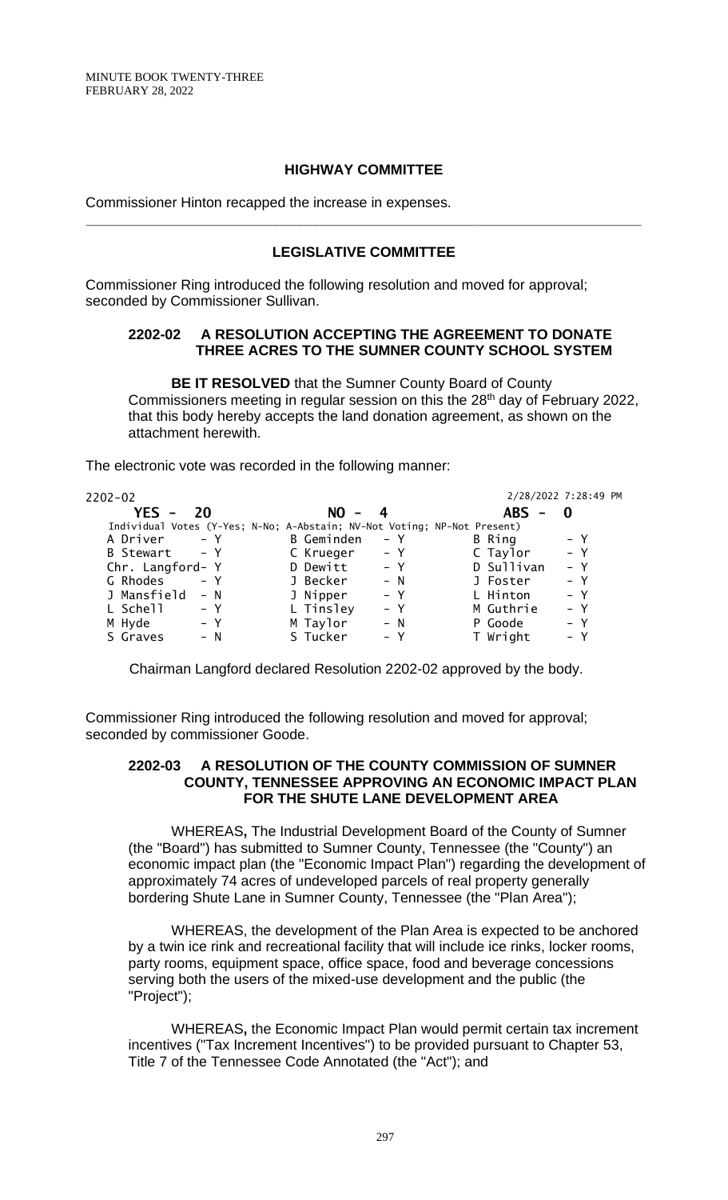## HIGHWAY COMMITTEE

Commissioner Hinton recapped the increase in expenses.

---

## LEGISLATIVE COMMITTEE

Commissioner Ring introduced the following resolution and moved for approval; seconded by Commissioner Sullivan.

### 2202-02 A RESOLUTION ACCEPTING THE AGREEMENT TO DONATE THREE ACRES TO THE SUMNER COUNTY SCHOOL SYSTEM

**BE IT RESOLVED** that the Sumner County Board of County Commissioners meeting in regular session on this the 28th day of February 2022, that this body hereby accepts the land donation agreement, as shown on the attachment herewith.

The electronic vote was recorded in the following manner:

2202-02 2/28/2022 7:28:49 PM

| YES - 20 | | NO - 4 | | ABS - 0 | |
|---|---|---|---|---|---|
| Individual Votes (Y-Yes; N-No; A-Abstain; NV-Not Voting; NP-Not Present) | | | | | |
| A Driver | - Y | B Geminden | - Y | B Ring | - Y |
| B Stewart | - Y | C Krueger | - Y | C Taylor | - Y |
| Chr. Langford | - Y | D Dewitt | - Y | D Sullivan | - Y |
| G Rhodes | - Y | J Becker | - N | J Foster | - Y |
| J Mansfield | - N | J Nipper | - Y | L Hinton | - Y |
| L Schell | - Y | L Tinsley | - Y | M Guthrie | - Y |
| M Hyde | - Y | M Taylor | - N | P Goode | - Y |
| S Graves | - N | S Tucker | - Y | T Wright | - Y |

Chairman Langford declared Resolution 2202-02 approved by the body.

Commissioner Ring introduced the following resolution and moved for approval; seconded by commissioner Goode.

### 2202-03 A RESOLUTION OF THE COUNTY COMMISSION OF SUMNER COUNTY, TENNESSEE APPROVING AN ECONOMIC IMPACT PLAN FOR THE SHUTE LANE DEVELOPMENT AREA

WHEREAS**,** The Industrial Development Board of the County of Sumner (the "Board") has submitted to Sumner County, Tennessee (the "County") an economic impact plan (the "Economic Impact Plan") regarding the development of approximately 74 acres of undeveloped parcels of real property generally bordering Shute Lane in Sumner County, Tennessee (the "Plan Area");

WHEREAS, the development of the Plan Area is expected to be anchored by a twin ice rink and recreational facility that will include ice rinks, locker rooms, party rooms, equipment space, office space, food and beverage concessions serving both the users of the mixed-use development and the public (the "Project");

WHEREAS**,** the Economic Impact Plan would permit certain tax increment incentives ("Tax Increment Incentives") to be provided pursuant to Chapter 53, Title 7 of the Tennessee Code Annotated (the "Act"); and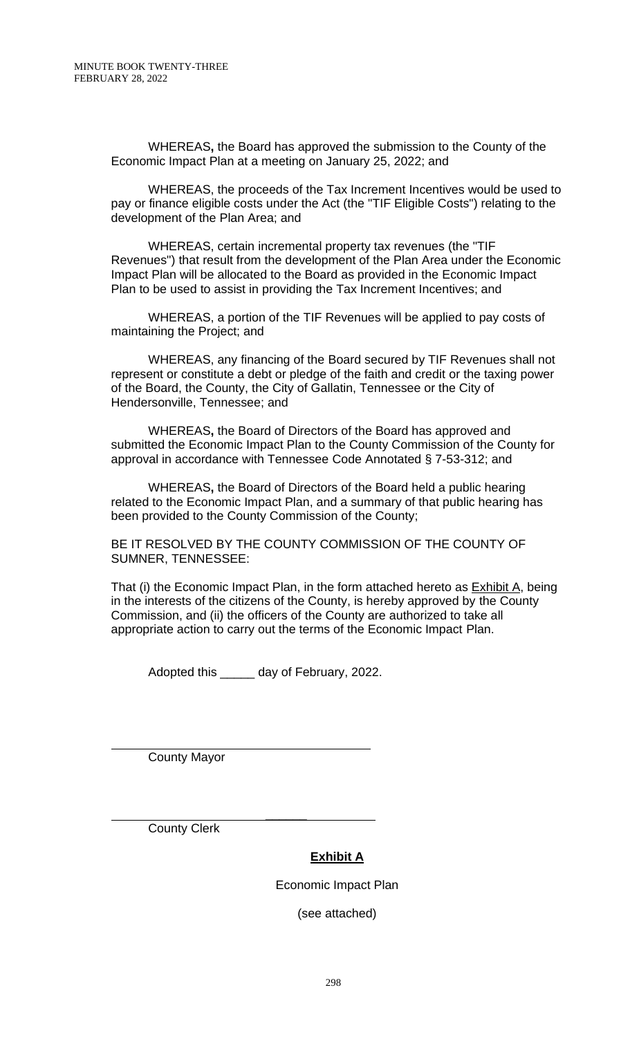WHEREAS**,** the Board has approved the submission to the County of the Economic Impact Plan at a meeting on January 25, 2022; and

WHEREAS, the proceeds of the Tax Increment Incentives would be used to pay or finance eligible costs under the Act (the "TIF Eligible Costs") relating to the development of the Plan Area; and

WHEREAS, certain incremental property tax revenues (the "TIF Revenues") that result from the development of the Plan Area under the Economic Impact Plan will be allocated to the Board as provided in the Economic Impact Plan to be used to assist in providing the Tax Increment Incentives; and

WHEREAS, a portion of the TIF Revenues will be applied to pay costs of maintaining the Project; and

WHEREAS, any financing of the Board secured by TIF Revenues shall not represent or constitute a debt or pledge of the faith and credit or the taxing power of the Board, the County, the City of Gallatin, Tennessee or the City of Hendersonville, Tennessee; and

WHEREAS**,** the Board of Directors of the Board has approved and submitted the Economic Impact Plan to the County Commission of the County for approval in accordance with Tennessee Code Annotated § 7-53-312; and

WHEREAS**,** the Board of Directors of the Board held a public hearing related to the Economic Impact Plan, and a summary of that public hearing has been provided to the County Commission of the County;

BE IT RESOLVED BY THE COUNTY COMMISSION OF THE COUNTY OF SUMNER, TENNESSEE:

That (i) the Economic Impact Plan, in the form attached hereto as Exhibit A, being in the interests of the citizens of the County, is hereby approved by the County Commission, and (ii) the officers of the County are authorized to take all appropriate action to carry out the terms of the Economic Impact Plan.

Adopted this _____ day of February, 2022.

\_\_\_\_\_\_\_\_\_\_\_\_\_\_\_\_\_\_\_\_\_\_\_\_\_\_\_\_\_\_\_\_\_\_\_\_\_\_
County Mayor

\_\_\_\_\_\_\_\_\_\_\_\_\_\_\_\_\_\_\_\_\_\_\_\_\_\_\_\_\_\_\_\_\_\_\_\_\_\_
County Clerk

**Exhibit A**

Economic Impact Plan

(see attached)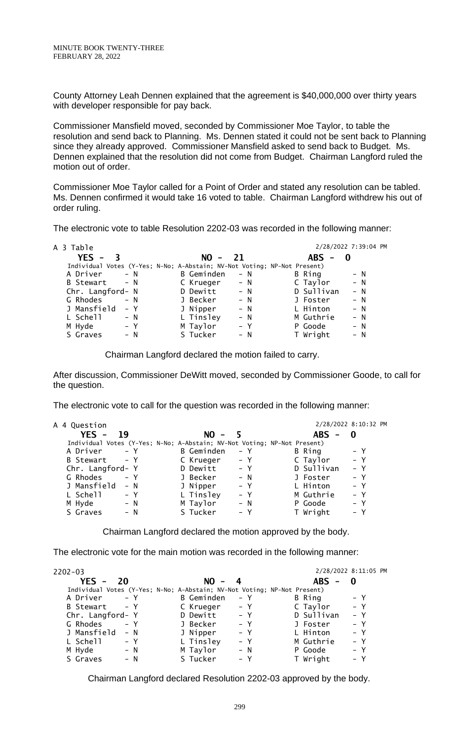County Attorney Leah Dennen explained that the agreement is $40,000,000 over thirty years with developer responsible for pay back.

Commissioner Mansfield moved, seconded by Commissioner Moe Taylor, to table the resolution and send back to Planning. Ms. Dennen stated it could not be sent back to Planning since they already approved. Commissioner Mansfield asked to send back to Budget. Ms. Dennen explained that the resolution did not come from Budget. Chairman Langford ruled the motion out of order.

Commissioner Moe Taylor called for a Point of Order and stated any resolution can be tabled. Ms. Dennen confirmed it would take 16 voted to table. Chairman Langford withdrew his out of order ruling.

The electronic vote to table Resolution 2202-03 was recorded in the following manner:

A 3 Table — 2/28/2022 7:39:04 PM

**YES - 3 NO - 21 ABS - 0**

Individual Votes (Y-Yes; N-No; A-Abstain; NV-Not Voting; NP-Not Present)

| | | | | | |
|---|---|---|---|---|---|
| A Driver | - N | B Geminden | - N | B Ring | - N |
| B Stewart | - N | C Krueger | - N | C Taylor | - N |
| Chr. Langford | - N | D Dewitt | - N | D Sullivan | - N |
| G Rhodes | - N | J Becker | - N | J Foster | - N |
| J Mansfield | - Y | J Nipper | - N | L Hinton | - N |
| L Schell | - N | L Tinsley | - N | M Guthrie | - N |
| M Hyde | - Y | M Taylor | - Y | P Goode | - N |
| S Graves | - N | S Tucker | - N | T Wright | - N |

Chairman Langford declared the motion failed to carry.

After discussion, Commissioner DeWitt moved, seconded by Commissioner Goode, to call for the question.

The electronic vote to call for the question was recorded in the following manner:

A 4 Question — 2/28/2022 8:10:32 PM

**YES - 19 NO - 5 ABS - 0**

Individual Votes (Y-Yes; N-No; A-Abstain; NV-Not Voting; NP-Not Present)

| | | | | | |
|---|---|---|---|---|---|
| A Driver | - Y | B Geminden | - Y | B Ring | - Y |
| B Stewart | - Y | C Krueger | - Y | C Taylor | - Y |
| Chr. Langford | - Y | D Dewitt | - Y | D Sullivan | - Y |
| G Rhodes | - Y | J Becker | - N | J Foster | - Y |
| J Mansfield | - N | J Nipper | - Y | L Hinton | - Y |
| L Schell | - Y | L Tinsley | - Y | M Guthrie | - Y |
| M Hyde | - N | M Taylor | - N | P Goode | - Y |
| S Graves | - N | S Tucker | - Y | T Wright | - Y |

Chairman Langford declared the motion approved by the body.

The electronic vote for the main motion was recorded in the following manner:

2202-03 — 2/28/2022 8:11:05 PM

**YES - 20 NO - 4 ABS - 0**

Individual Votes (Y-Yes; N-No; A-Abstain; NV-Not Voting; NP-Not Present)

| | | | | | |
|---|---|---|---|---|---|
| A Driver | - Y | B Geminden | - Y | B Ring | - Y |
| B Stewart | - Y | C Krueger | - Y | C Taylor | - Y |
| Chr. Langford | - Y | D Dewitt | - Y | D Sullivan | - Y |
| G Rhodes | - Y | J Becker | - Y | J Foster | - Y |
| J Mansfield | - N | J Nipper | - Y | L Hinton | - Y |
| L Schell | - Y | L Tinsley | - Y | M Guthrie | - Y |
| M Hyde | - N | M Taylor | - N | P Goode | - Y |
| S Graves | - N | S Tucker | - Y | T Wright | - Y |

Chairman Langford declared Resolution 2202-03 approved by the body.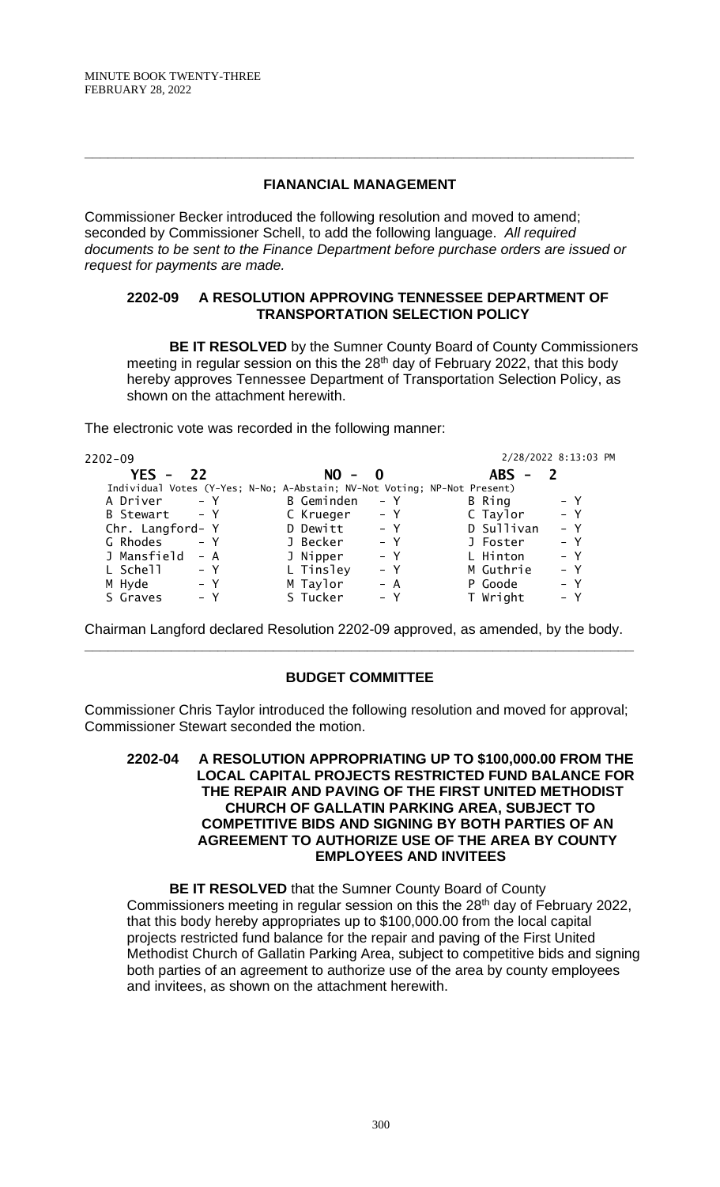---

## FIANANCIAL MANAGEMENT

Commissioner Becker introduced the following resolution and moved to amend; seconded by Commissioner Schell, to add the following language. *All required documents to be sent to the Finance Department before purchase orders are issued or request for payments are made.*

### 2202-09 A RESOLUTION APPROVING TENNESSEE DEPARTMENT OF TRANSPORTATION SELECTION POLICY

**BE IT RESOLVED** by the Sumner County Board of County Commissioners meeting in regular session on this the 28th day of February 2022, that this body hereby approves Tennessee Department of Transportation Selection Policy, as shown on the attachment herewith.

The electronic vote was recorded in the following manner:

2202-09 — 2/28/2022 8:13:03 PM

**YES - 22** **NO - 0** **ABS - 2**

Individual Votes (Y-Yes; N-No; A-Abstain; NV-Not Voting; NP-Not Present)

| | | | | | |
|---|---|---|---|---|---|
| A Driver | - Y | B Geminden | - Y | B Ring | - Y |
| B Stewart | - Y | C Krueger | - Y | C Taylor | - Y |
| Chr. Langford | - Y | D Dewitt | - Y | D Sullivan | - Y |
| G Rhodes | - Y | J Becker | - Y | J Foster | - Y |
| J Mansfield | - A | J Nipper | - Y | L Hinton | - Y |
| L Schell | - Y | L Tinsley | - Y | M Guthrie | - Y |
| M Hyde | - Y | M Taylor | - A | P Goode | - Y |
| S Graves | - Y | S Tucker | - Y | T Wright | - Y |

Chairman Langford declared Resolution 2202-09 approved, as amended, by the body.

---

## BUDGET COMMITTEE

Commissioner Chris Taylor introduced the following resolution and moved for approval; Commissioner Stewart seconded the motion.

### 2202-04 A RESOLUTION APPROPRIATING UP TO $100,000.00 FROM THE LOCAL CAPITAL PROJECTS RESTRICTED FUND BALANCE FOR THE REPAIR AND PAVING OF THE FIRST UNITED METHODIST CHURCH OF GALLATIN PARKING AREA, SUBJECT TO COMPETITIVE BIDS AND SIGNING BY BOTH PARTIES OF AN AGREEMENT TO AUTHORIZE USE OF THE AREA BY COUNTY EMPLOYEES AND INVITEES

**BE IT RESOLVED** that the Sumner County Board of County Commissioners meeting in regular session on this the 28th day of February 2022, that this body hereby appropriates up to $100,000.00 from the local capital projects restricted fund balance for the repair and paving of the First United Methodist Church of Gallatin Parking Area, subject to competitive bids and signing both parties of an agreement to authorize use of the area by county employees and invitees, as shown on the attachment herewith.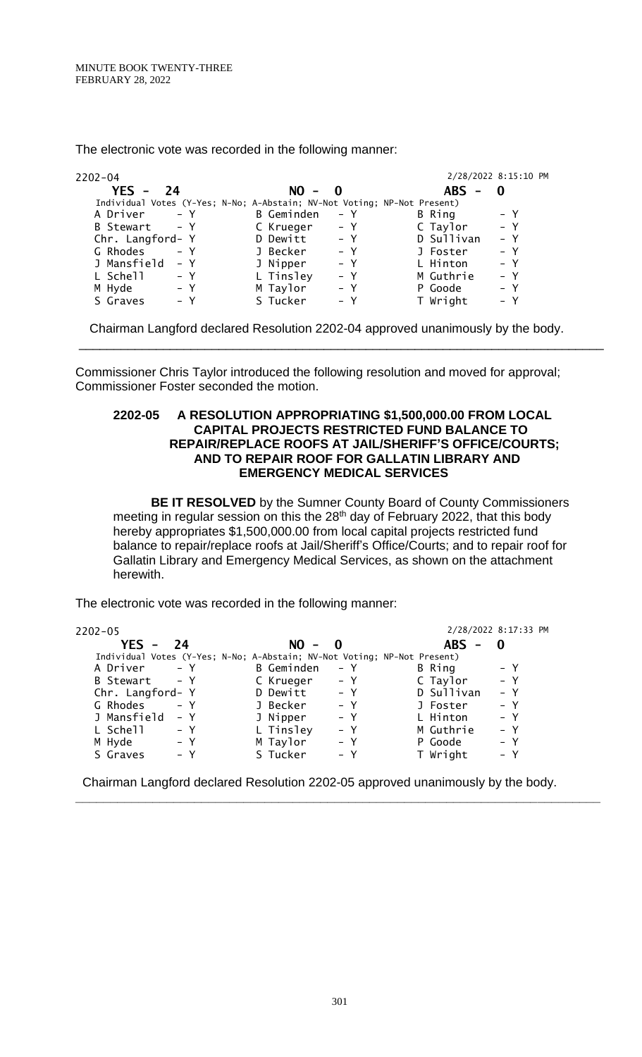The electronic vote was recorded in the following manner:

```
2202-04                                                         2/28/2022 8:15:10 PM
   YES -  24                    NO -  0                    ABS -  0
 Individual Votes (Y-Yes; N-No; A-Abstain; NV-Not Voting; NP-Not Present)
 A Driver      - Y         B Geminden   - Y          B Ring        - Y
 B Stewart     - Y         C Krueger    - Y          C Taylor      - Y
 Chr. Langford- Y          D Dewitt     - Y          D Sullivan    - Y
 G Rhodes      - Y         J Becker     - Y          J Foster      - Y
 J Mansfield   - Y         J Nipper     - Y          L Hinton      - Y
 L Schell      - Y         L Tinsley    - Y          M Guthrie     - Y
 M Hyde        - Y         M Taylor     - Y          P Goode       - Y
 S Graves      - Y         S Tucker     - Y          T Wright      - Y
```

Chairman Langford declared Resolution 2202-04 approved unanimously by the body.

---

Commissioner Chris Taylor introduced the following resolution and moved for approval; Commissioner Foster seconded the motion.

**2202-05 A RESOLUTION APPROPRIATING $1,500,000.00 FROM LOCAL CAPITAL PROJECTS RESTRICTED FUND BALANCE TO REPAIR/REPLACE ROOFS AT JAIL/SHERIFF'S OFFICE/COURTS; AND TO REPAIR ROOF FOR GALLATIN LIBRARY AND EMERGENCY MEDICAL SERVICES**

**BE IT RESOLVED** by the Sumner County Board of County Commissioners meeting in regular session on this the 28th day of February 2022, that this body hereby appropriates $1,500,000.00 from local capital projects restricted fund balance to repair/replace roofs at Jail/Sheriff's Office/Courts; and to repair roof for Gallatin Library and Emergency Medical Services, as shown on the attachment herewith.

The electronic vote was recorded in the following manner:

```
2202-05                                                         2/28/2022 8:17:33 PM
   YES -  24                    NO -  0                    ABS -  0
 Individual Votes (Y-Yes; N-No; A-Abstain; NV-Not Voting; NP-Not Present)
 A Driver      - Y         B Geminden   - Y          B Ring        - Y
 B Stewart     - Y         C Krueger    - Y          C Taylor      - Y
 Chr. Langford- Y          D Dewitt     - Y          D Sullivan    - Y
 G Rhodes      - Y         J Becker     - Y          J Foster      - Y
 J Mansfield   - Y         J Nipper     - Y          L Hinton      - Y
 L Schell      - Y         L Tinsley    - Y          M Guthrie     - Y
 M Hyde        - Y         M Taylor     - Y          P Goode       - Y
 S Graves      - Y         S Tucker     - Y          T Wright      - Y
```

Chairman Langford declared Resolution 2202-05 approved unanimously by the body.

---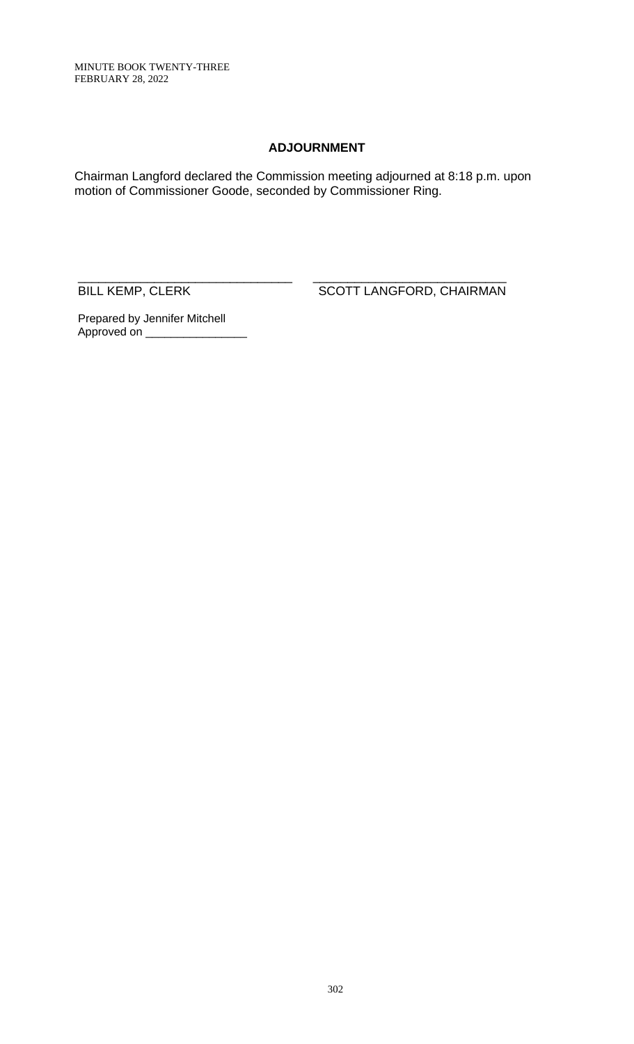## ADJOURNMENT

Chairman Langford declared the Commission meeting adjourned at 8:18 p.m. upon motion of Commissioner Goode, seconded by Commissioner Ring.

_______________________________ ____________________________

BILL KEMP, CLERK SCOTT LANGFORD, CHAIRMAN

Prepared by Jennifer Mitchell
Approved on ________________